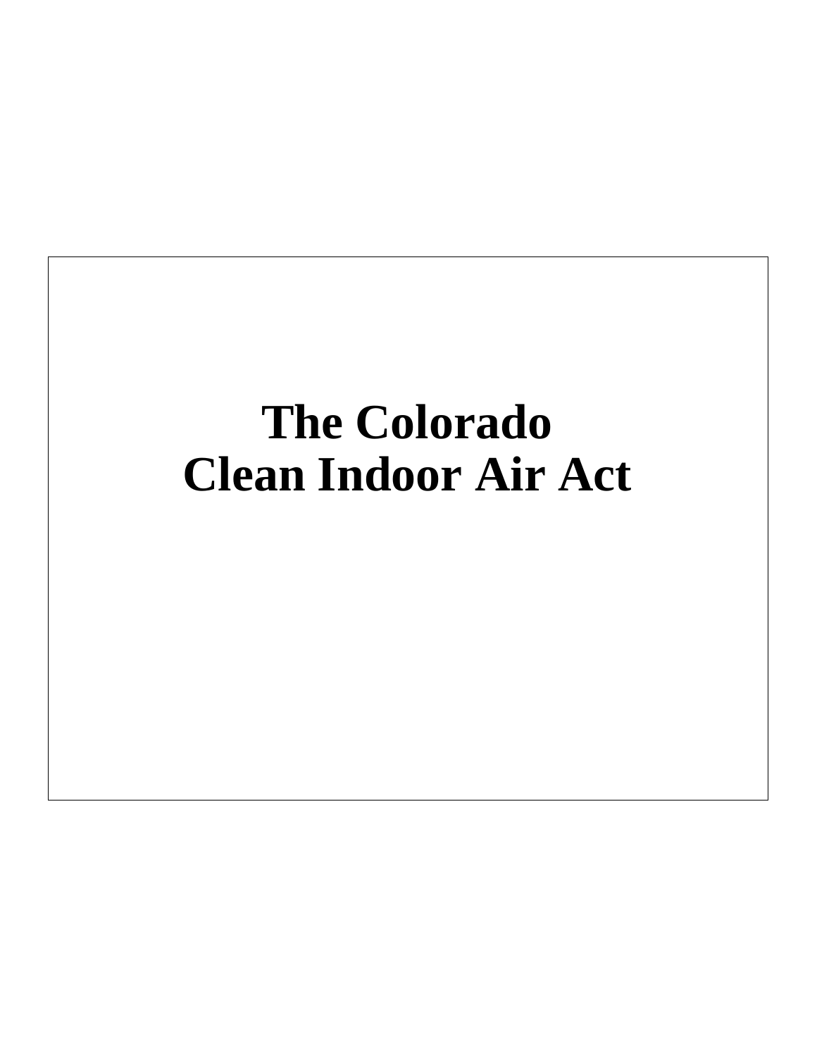# The Colorado Clean Indoor Air Act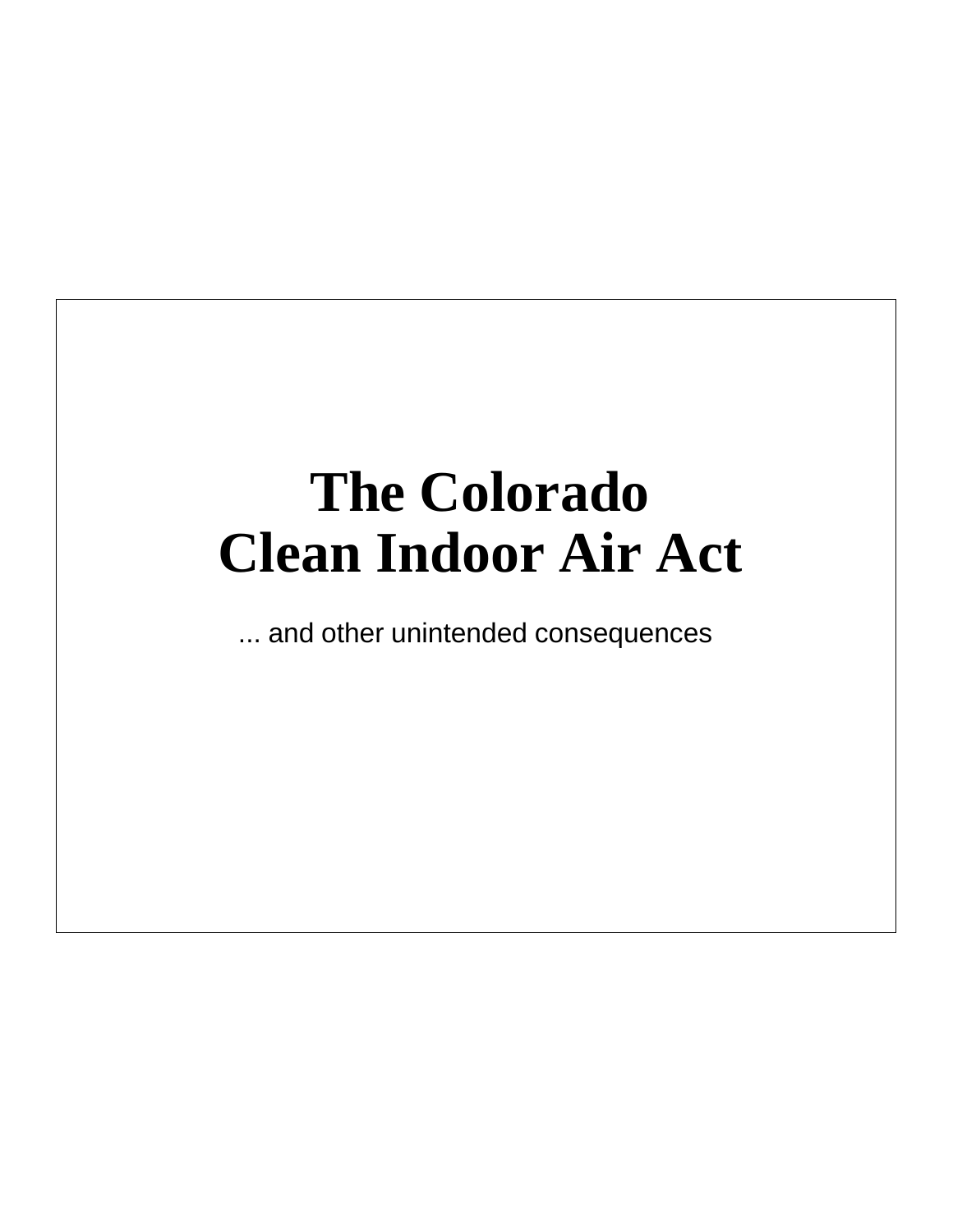# The Colorado Clean Indoor Air Act

... and other unintended consequences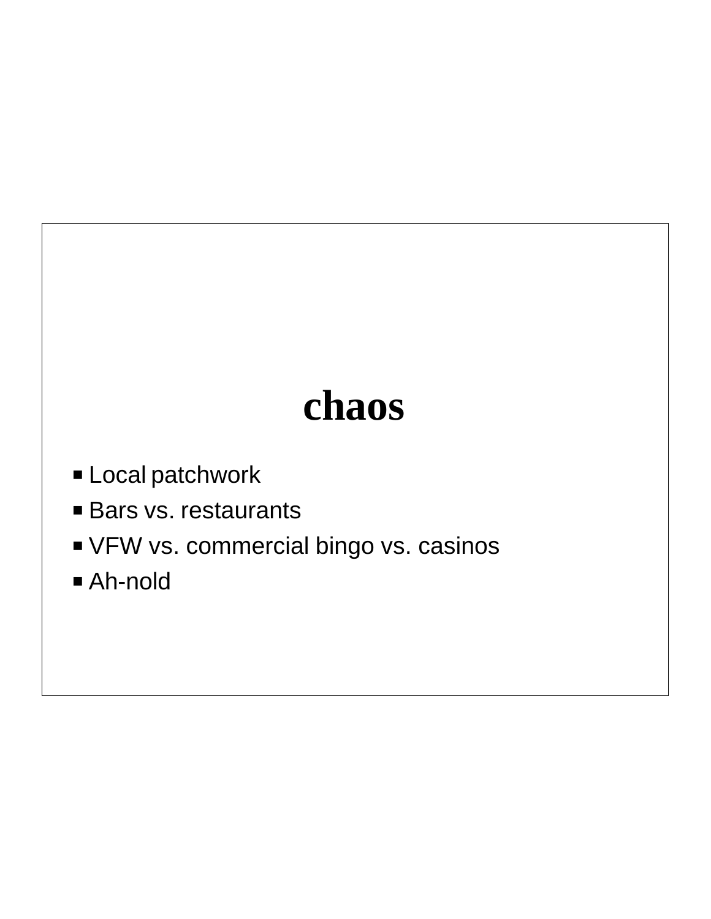# chaos

- Local patchwork
- Bars vs. restaurants
- VFW vs. commercial bingo vs. casinos
- Ah-nold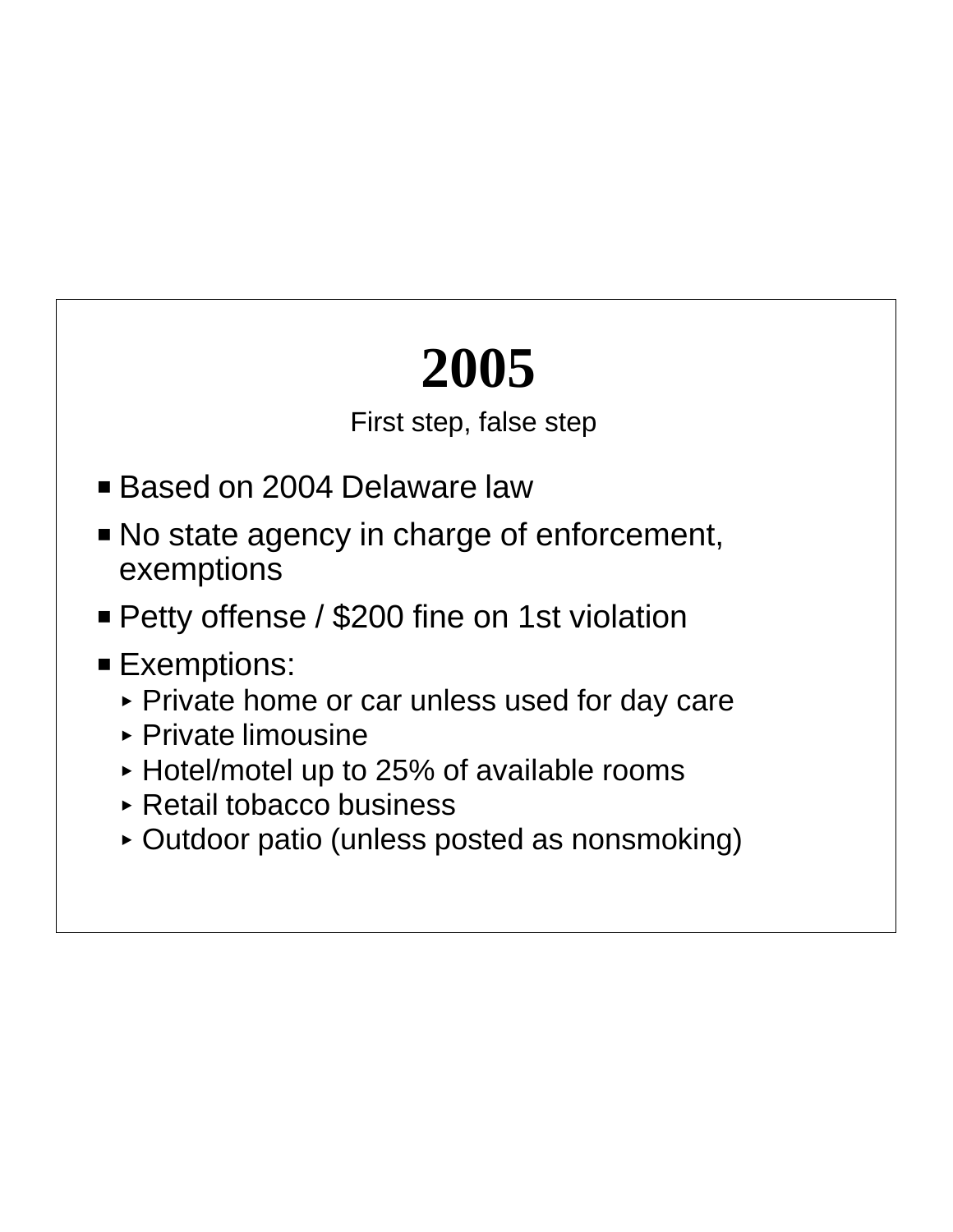# 2005

First step, false step

- Based on 2004 Delaware law
- No state agency in charge of enforcement, exemptions
- Petty offense / $200 fine on 1st violation
- Exemptions:
  - Private home or car unless used for day care
  - Private limousine
  - Hotel/motel up to 25% of available rooms
  - Retail tobacco business
  - Outdoor patio (unless posted as nonsmoking)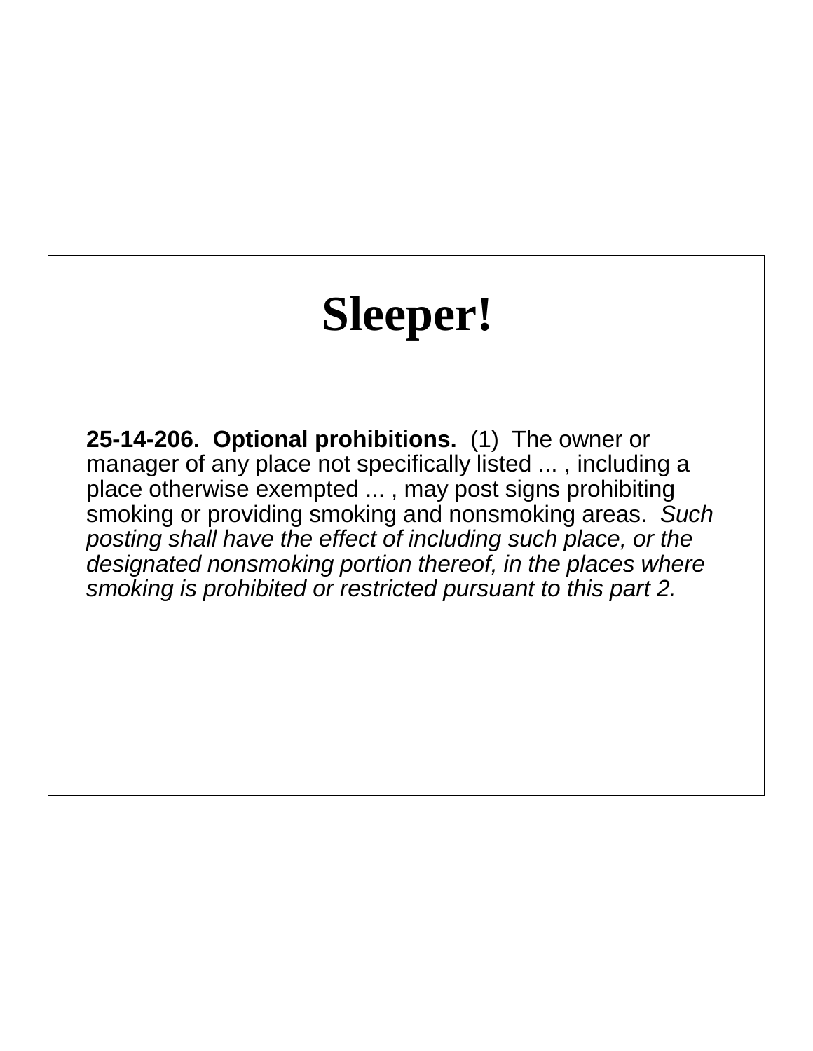# Sleeper!

**25-14-206. Optional prohibitions.** (1) The owner or manager of any place not specifically listed ... , including a place otherwise exempted ... , may post signs prohibiting smoking or providing smoking and nonsmoking areas. *Such posting shall have the effect of including such place, or the designated nonsmoking portion thereof, in the places where smoking is prohibited or restricted pursuant to this part 2.*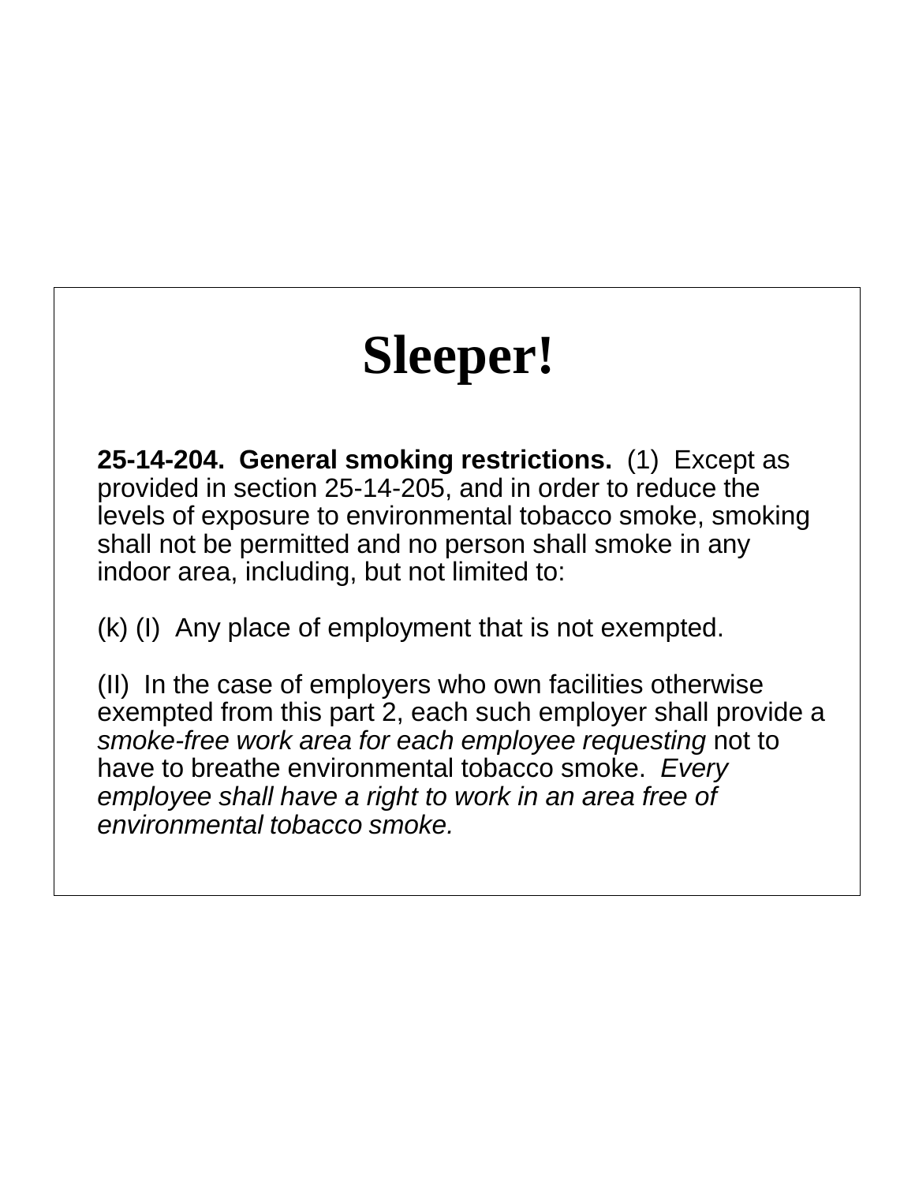# Sleeper!

**25-14-204. General smoking restrictions.** (1) Except as provided in section 25-14-205, and in order to reduce the levels of exposure to environmental tobacco smoke, smoking shall not be permitted and no person shall smoke in any indoor area, including, but not limited to:

(k) (I) Any place of employment that is not exempted.

(II) In the case of employers who own facilities otherwise exempted from this part 2, each such employer shall provide a *smoke-free work area for each employee requesting* not to have to breathe environmental tobacco smoke. *Every employee shall have a right to work in an area free of environmental tobacco smoke.*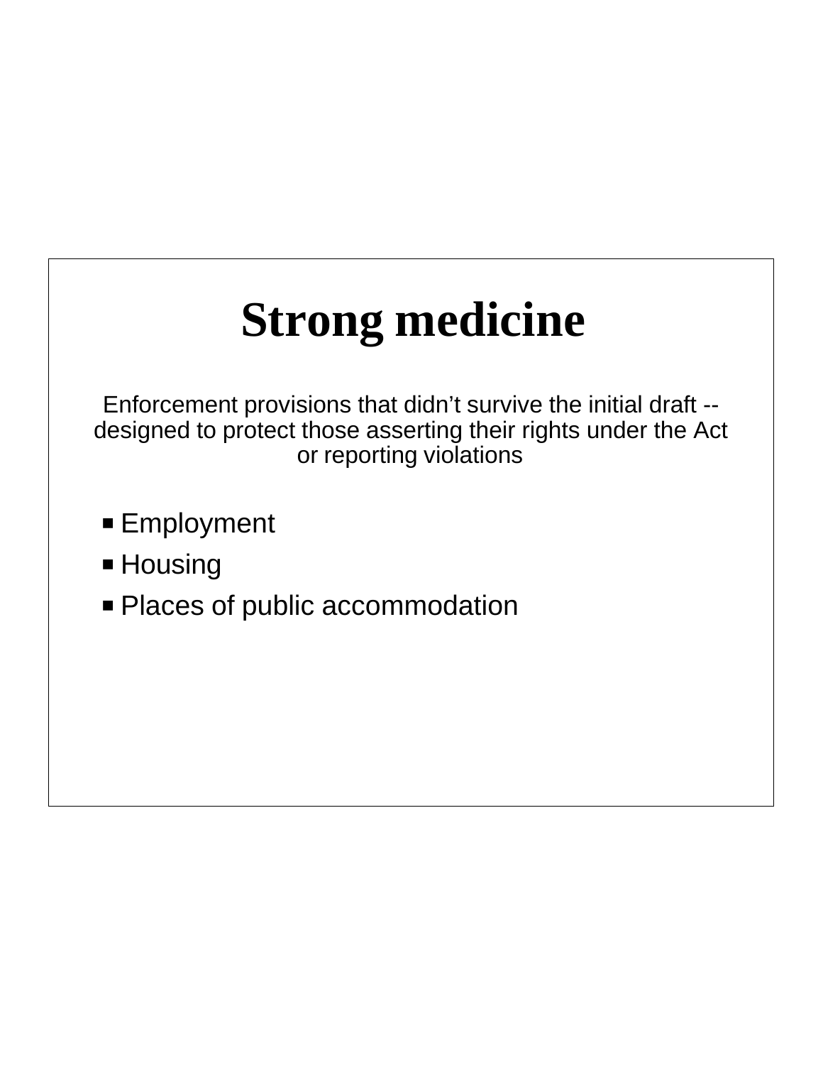# Strong medicine

Enforcement provisions that didn't survive the initial draft -- designed to protect those asserting their rights under the Act or reporting violations

- Employment
- Housing
- Places of public accommodation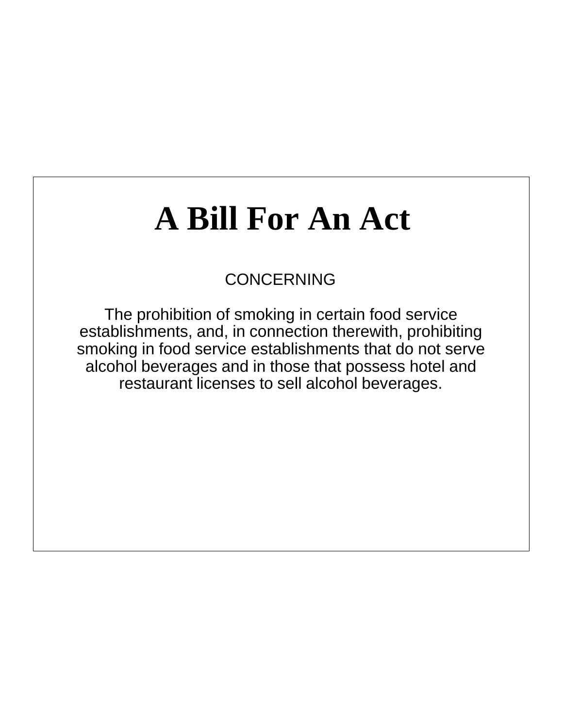# A Bill For An Act

CONCERNING

The prohibition of smoking in certain food service establishments, and, in connection therewith, prohibiting smoking in food service establishments that do not serve alcohol beverages and in those that possess hotel and restaurant licenses to sell alcohol beverages.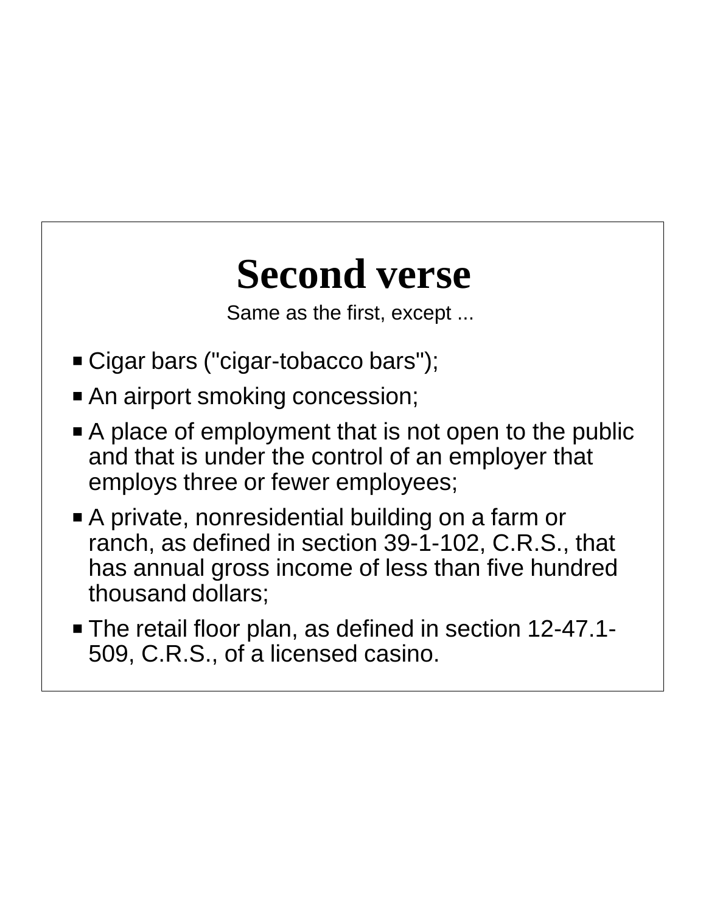# Second verse

Same as the first, except ...

- Cigar bars ("cigar-tobacco bars");
- An airport smoking concession;
- A place of employment that is not open to the public and that is under the control of an employer that employs three or fewer employees;
- A private, nonresidential building on a farm or ranch, as defined in section 39-1-102, C.R.S., that has annual gross income of less than five hundred thousand dollars;
- The retail floor plan, as defined in section 12-47.1-509, C.R.S., of a licensed casino.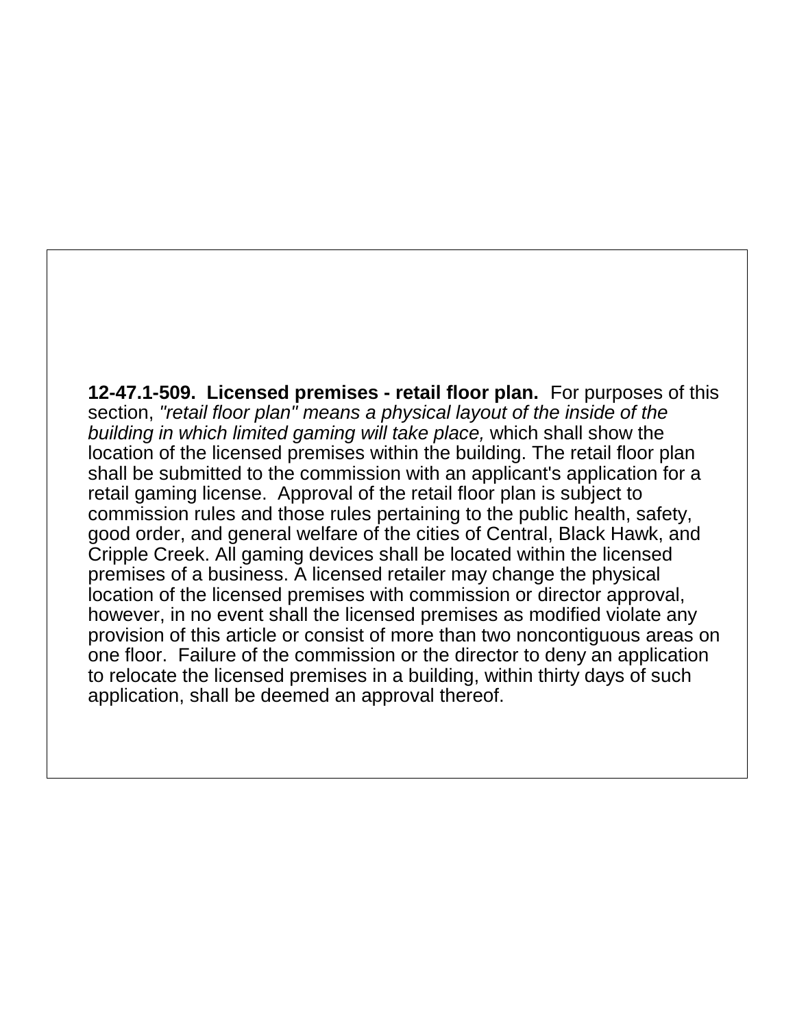**12-47.1-509. Licensed premises - retail floor plan.** For purposes of this section, *"retail floor plan" means a physical layout of the inside of the building in which limited gaming will take place,* which shall show the location of the licensed premises within the building. The retail floor plan shall be submitted to the commission with an applicant's application for a retail gaming license. Approval of the retail floor plan is subject to commission rules and those rules pertaining to the public health, safety, good order, and general welfare of the cities of Central, Black Hawk, and Cripple Creek. All gaming devices shall be located within the licensed premises of a business. A licensed retailer may change the physical location of the licensed premises with commission or director approval, however, in no event shall the licensed premises as modified violate any provision of this article or consist of more than two noncontiguous areas on one floor. Failure of the commission or the director to deny an application to relocate the licensed premises in a building, within thirty days of such application, shall be deemed an approval thereof.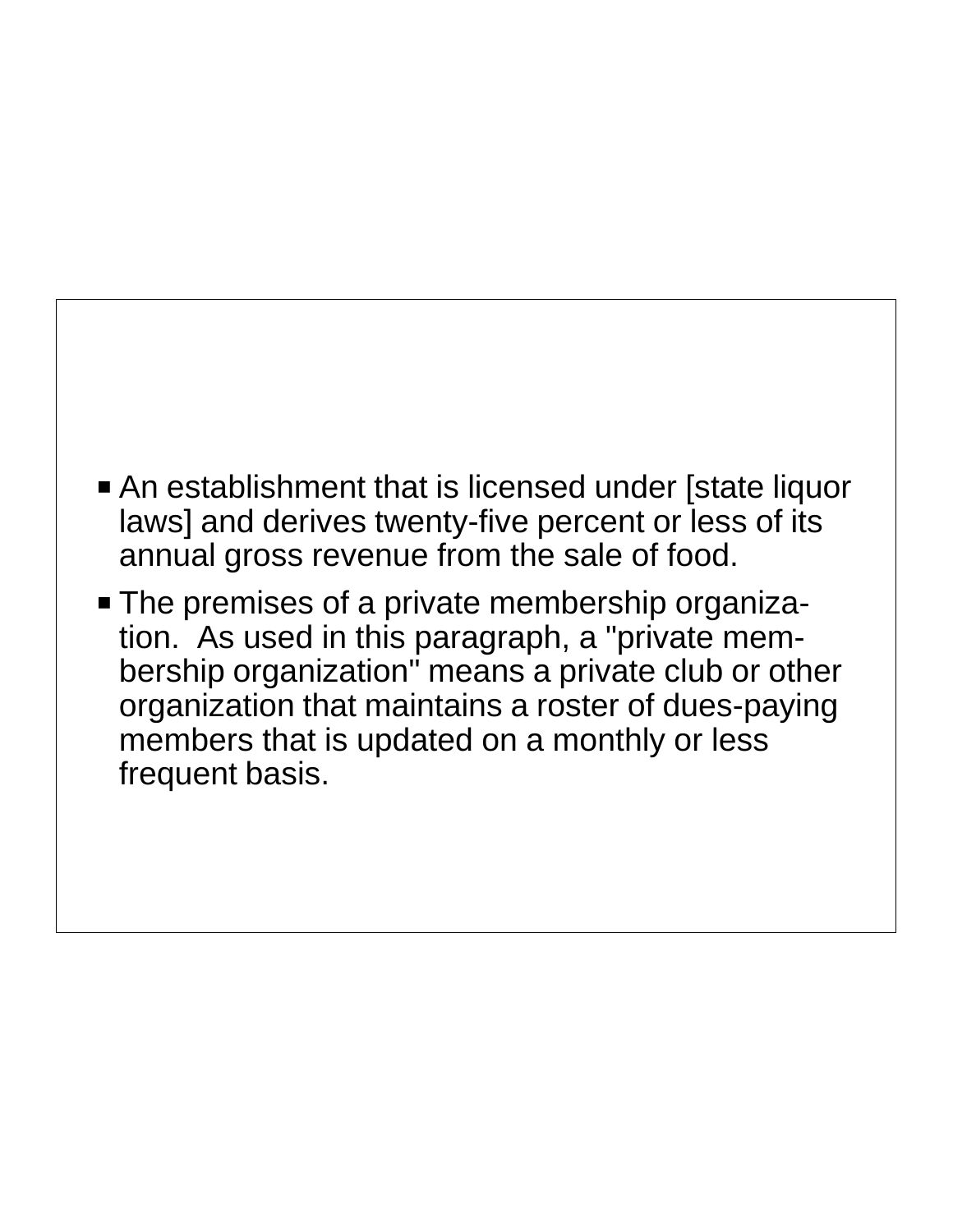- An establishment that is licensed under [state liquor laws] and derives twenty-five percent or less of its annual gross revenue from the sale of food.
- The premises of a private membership organization. As used in this paragraph, a "private membership organization" means a private club or other organization that maintains a roster of dues-paying members that is updated on a monthly or less frequent basis.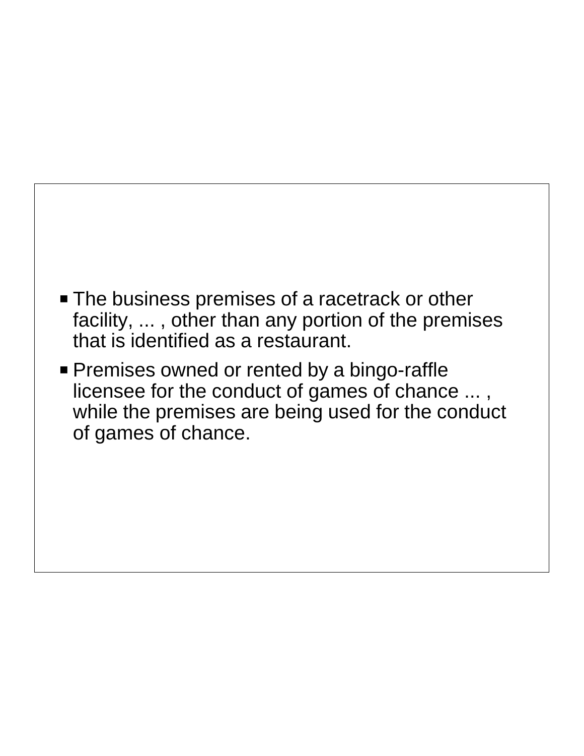- The business premises of a racetrack or other facility, ... , other than any portion of the premises that is identified as a restaurant.
- Premises owned or rented by a bingo-raffle licensee for the conduct of games of chance ... , while the premises are being used for the conduct of games of chance.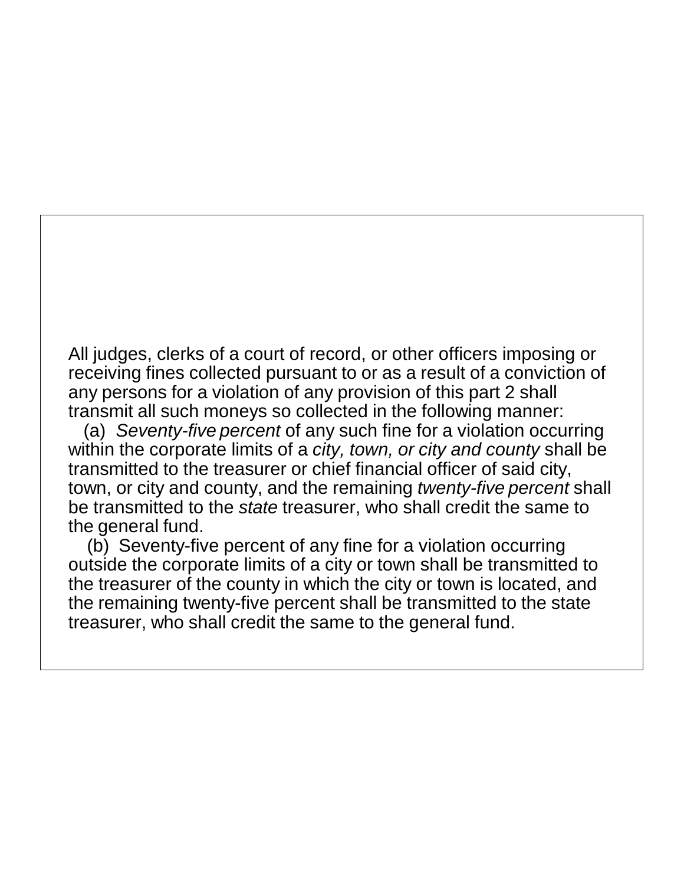All judges, clerks of a court of record, or other officers imposing or receiving fines collected pursuant to or as a result of a conviction of any persons for a violation of any provision of this part 2 shall transmit all such moneys so collected in the following manner:

(a) *Seventy-five percent* of any such fine for a violation occurring within the corporate limits of a *city, town, or city and county* shall be transmitted to the treasurer or chief financial officer of said city, town, or city and county, and the remaining *twenty-five percent* shall be transmitted to the *state* treasurer, who shall credit the same to the general fund.

(b) Seventy-five percent of any fine for a violation occurring outside the corporate limits of a city or town shall be transmitted to the treasurer of the county in which the city or town is located, and the remaining twenty-five percent shall be transmitted to the state treasurer, who shall credit the same to the general fund.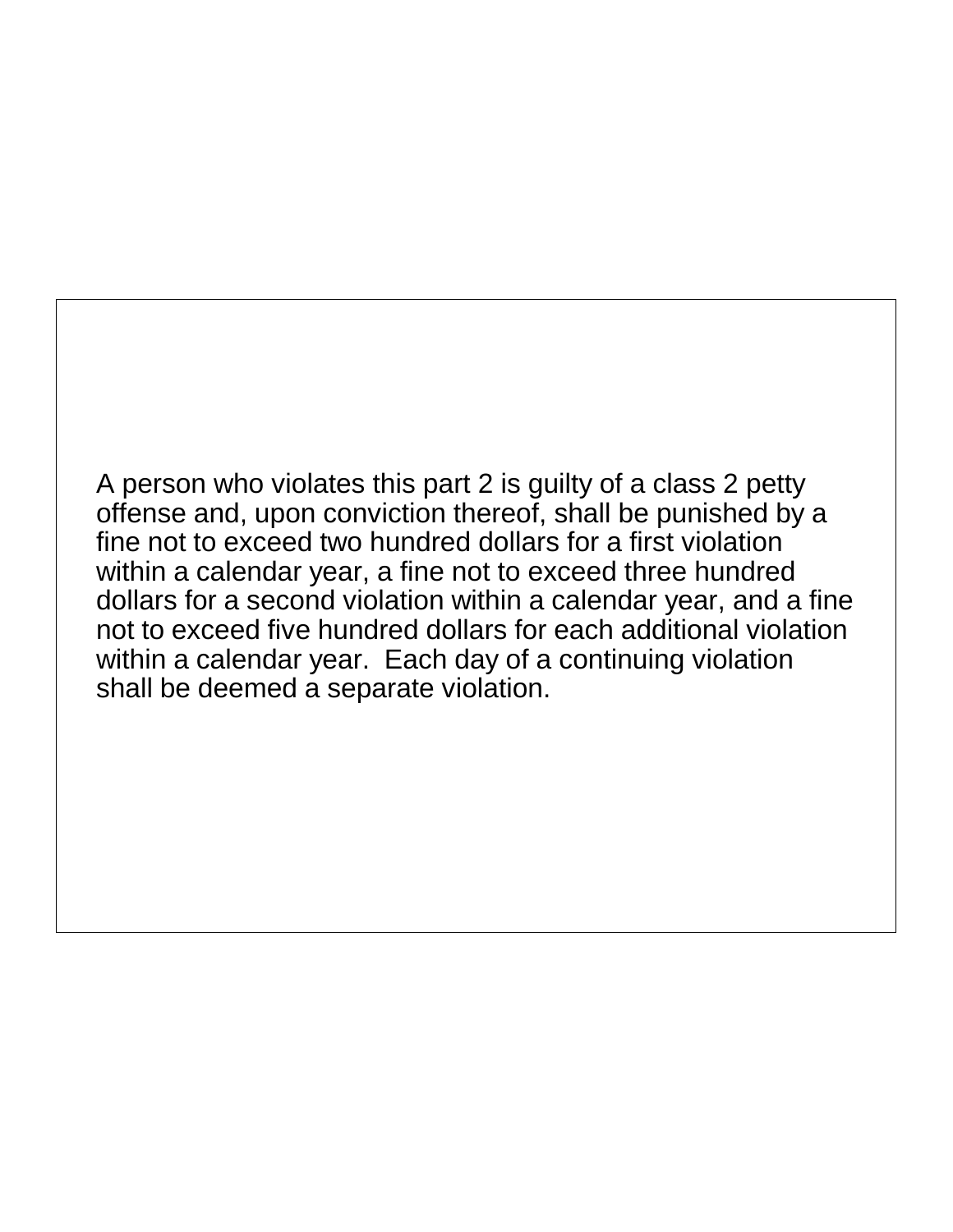A person who violates this part 2 is guilty of a class 2 petty offense and, upon conviction thereof, shall be punished by a fine not to exceed two hundred dollars for a first violation within a calendar year, a fine not to exceed three hundred dollars for a second violation within a calendar year, and a fine not to exceed five hundred dollars for each additional violation within a calendar year.  Each day of a continuing violation shall be deemed a separate violation.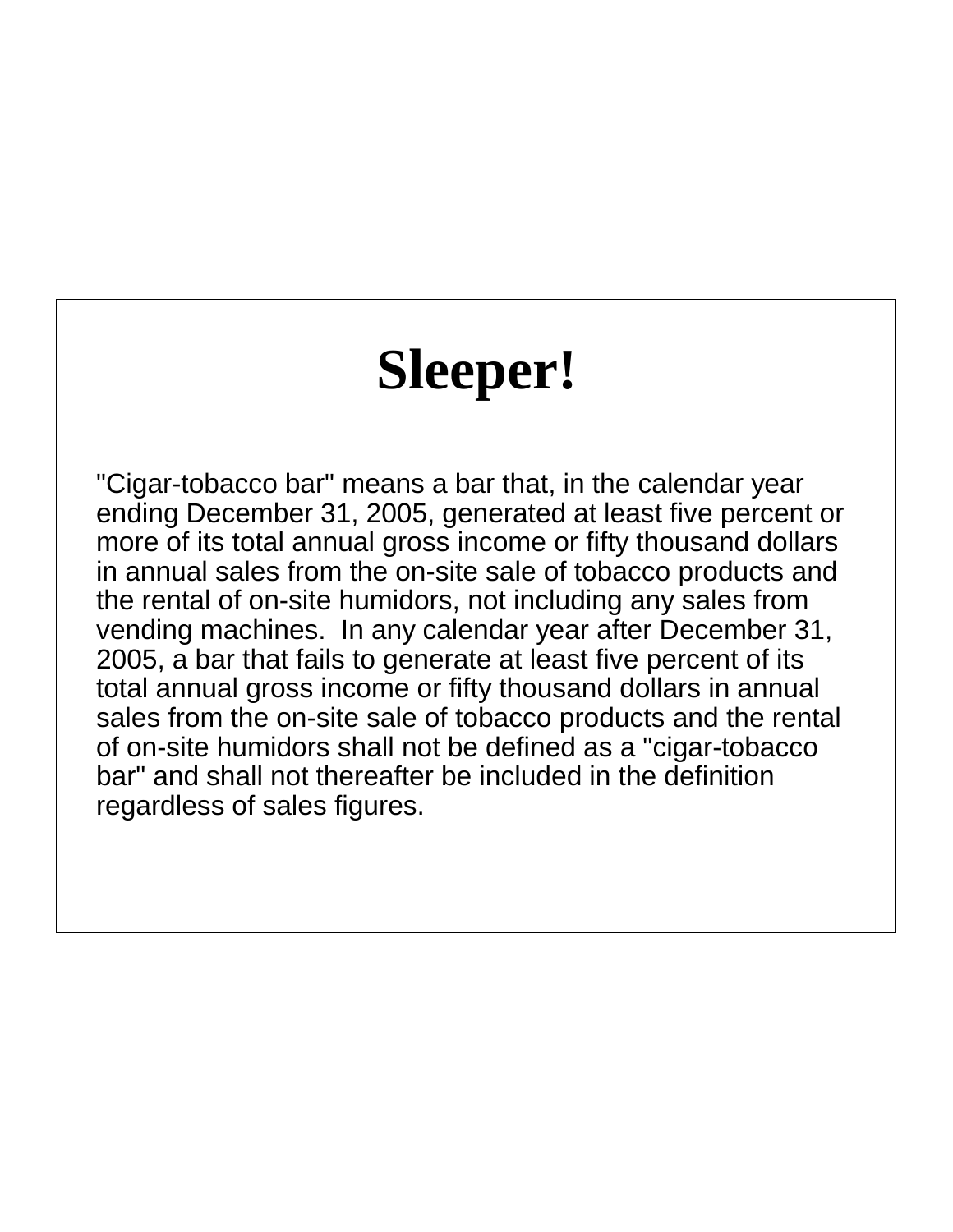# Sleeper!

"Cigar-tobacco bar" means a bar that, in the calendar year ending December 31, 2005, generated at least five percent or more of its total annual gross income or fifty thousand dollars in annual sales from the on-site sale of tobacco products and the rental of on-site humidors, not including any sales from vending machines. In any calendar year after December 31, 2005, a bar that fails to generate at least five percent of its total annual gross income or fifty thousand dollars in annual sales from the on-site sale of tobacco products and the rental of on-site humidors shall not be defined as a "cigar-tobacco bar" and shall not thereafter be included in the definition regardless of sales figures.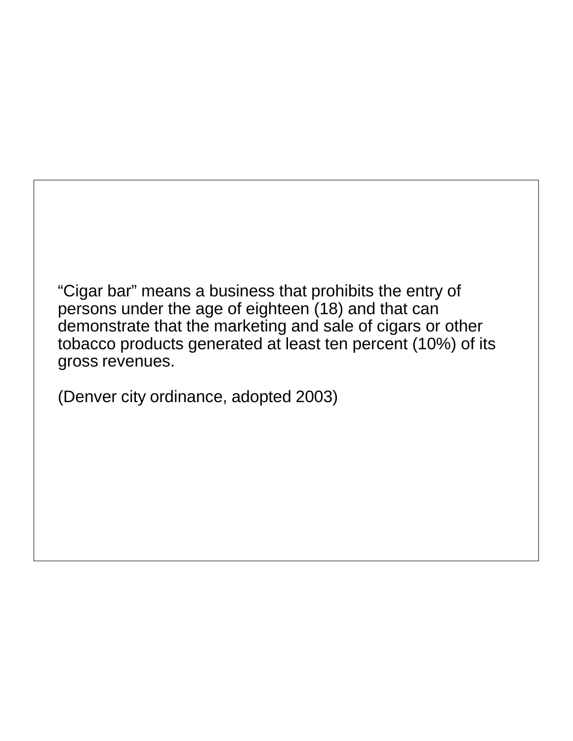"Cigar bar" means a business that prohibits the entry of persons under the age of eighteen (18) and that can demonstrate that the marketing and sale of cigars or other tobacco products generated at least ten percent (10%) of its gross revenues.

(Denver city ordinance, adopted 2003)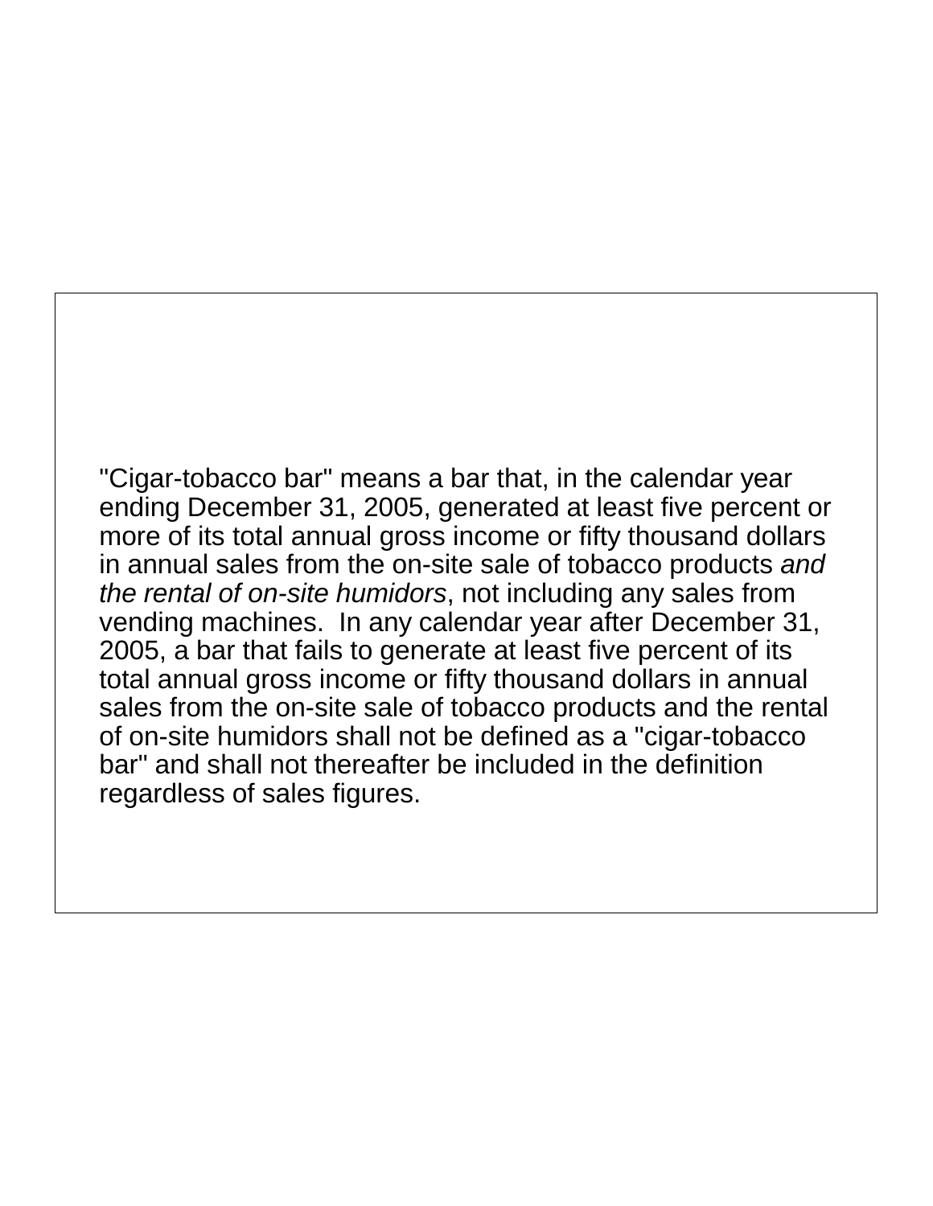"Cigar-tobacco bar" means a bar that, in the calendar year ending December 31, 2005, generated at least five percent or more of its total annual gross income or fifty thousand dollars in annual sales from the on-site sale of tobacco products *and the rental of on-site humidors*, not including any sales from vending machines. In any calendar year after December 31, 2005, a bar that fails to generate at least five percent of its total annual gross income or fifty thousand dollars in annual sales from the on-site sale of tobacco products and the rental of on-site humidors shall not be defined as a "cigar-tobacco bar" and shall not thereafter be included in the definition regardless of sales figures.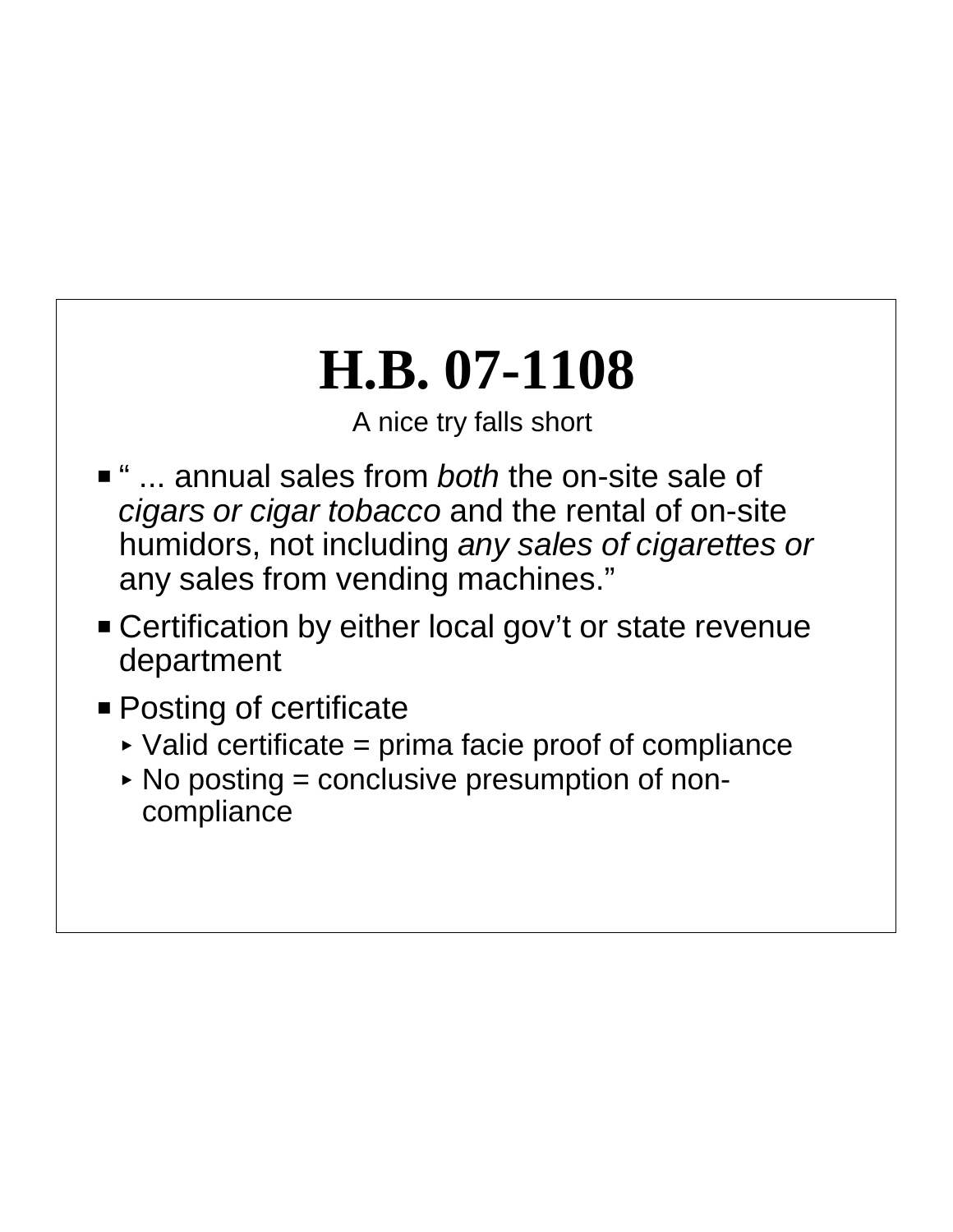# H.B. 07-1108

A nice try falls short

- " ... annual sales from *both* the on-site sale of *cigars or cigar tobacco* and the rental of on-site humidors, not including *any sales of cigarettes or* any sales from vending machines."
- Certification by either local gov't or state revenue department
- Posting of certificate
  - Valid certificate = prima facie proof of compliance
  - No posting = conclusive presumption of non-compliance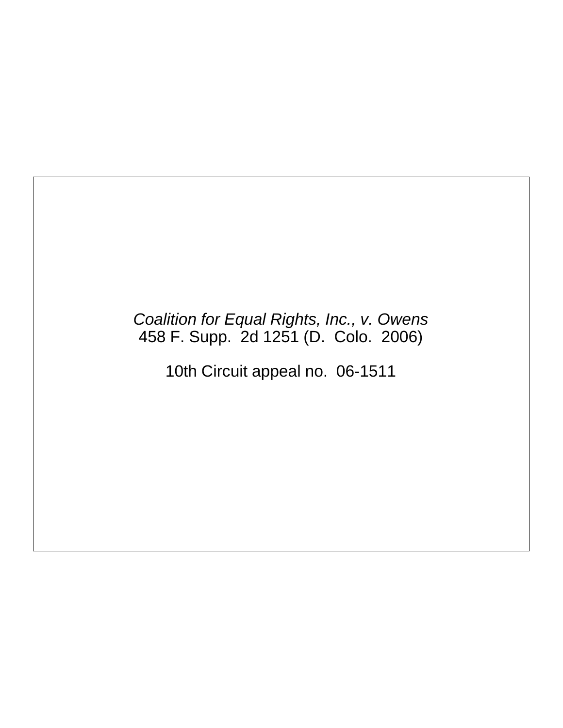*Coalition for Equal Rights, Inc., v. Owens*
458 F. Supp. 2d 1251 (D. Colo. 2006)

10th Circuit appeal no. 06-1511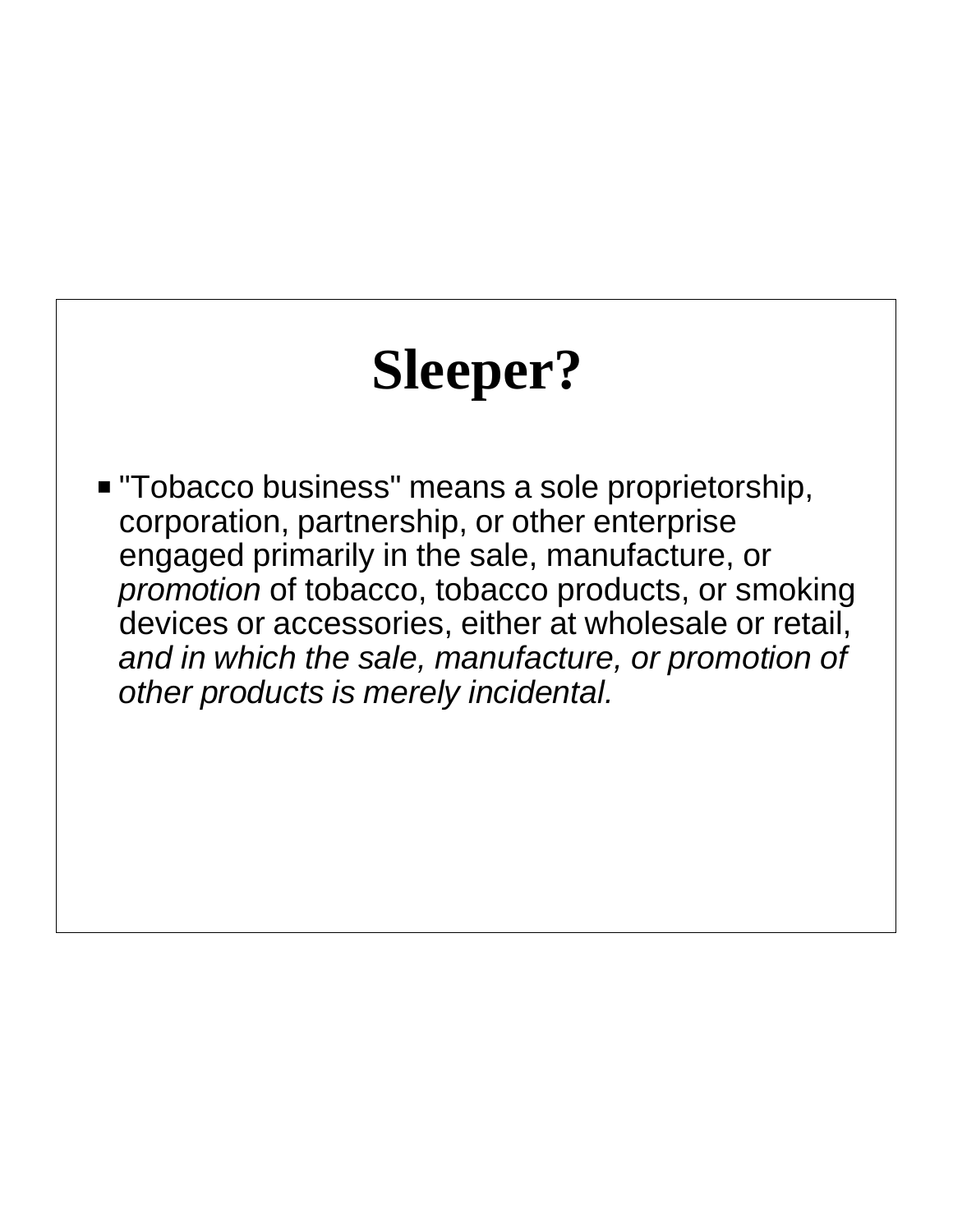# Sleeper?

- "Tobacco business" means a sole proprietorship, corporation, partnership, or other enterprise engaged primarily in the sale, manufacture, or *promotion* of tobacco, tobacco products, or smoking devices or accessories, either at wholesale or retail, *and in which the sale, manufacture, or promotion of other products is merely incidental.*